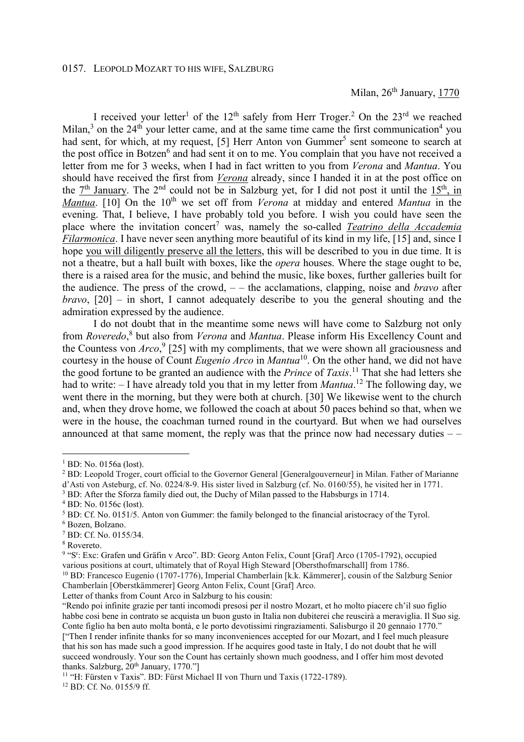0157. LEOPOLD MOZART TO HIS WIFE, SALZBURG

Milan, 26th January, 1770

I received your letter[1] of the 12th safely from Herr Troger.[2] On the 23rd we reached Milan,[3] on the 24th your letter came, and at the same time came the first communication[4] you had sent, for which, at my request, [5] Herr Anton von Gummer[5] sent someone to search at the post office in Botzen[6] and had sent it on to me. You complain that you have not received a letter from me for 3 weeks, when I had in fact written to you from *Verona* and *Mantua*. You should have received the first from *Verona* already, since I handed it in at the post office on the 7th January. The 2nd could not be in Salzburg yet, for I did not post it until the 15th, in *Mantua*. [10] On the 10th we set off from *Verona* at midday and entered *Mantua* in the evening. That, I believe, I have probably told you before. I wish you could have seen the place where the invitation concert[7] was, namely the so-called *Teatrino della Accademia Filarmonica*. I have never seen anything more beautiful of its kind in my life, [15] and, since I hope you will diligently preserve all the letters, this will be described to you in due time. It is not a theatre, but a hall built with boxes, like the *opera* houses. Where the stage ought to be, there is a raised area for the music, and behind the music, like boxes, further galleries built for the audience. The press of the crowd, – – the acclamations, clapping, noise and *bravo* after *bravo*, [20] – in short, I cannot adequately describe to you the general shouting and the admiration expressed by the audience.

I do not doubt that in the meantime some news will have come to Salzburg not only from *Roveredo*,[8] but also from *Verona* and *Mantua*. Please inform His Excellency Count and the Countess von *Arco*,[9] [25] with my compliments, that we were shown all graciousness and courtesy in the house of Count *Eugenio Arco* in *Mantua*[10]. On the other hand, we did not have the good fortune to be granted an audience with the *Prince* of *Taxis*.[11] That she had letters she had to write: – I have already told you that in my letter from *Mantua*.[12] The following day, we went there in the morning, but they were both at church. [30] We likewise went to the church and, when they drove home, we followed the coach at about 50 paces behind so that, when we were in the house, the coachman turned round in the courtyard. But when we had ourselves announced at that same moment, the reply was that the prince now had necessary duties – –

---

[1] BD: No. 0156a (lost).

[2] BD: Leopold Troger, court official to the Governor General [Generalgouverneur] in Milan. Father of Marianne d'Asti von Asteburg, cf. No. 0224/8-9. His sister lived in Salzburg (cf. No. 0160/55), he visited her in 1771.

[3] BD: After the Sforza family died out, the Duchy of Milan passed to the Habsburgs in 1714.

[4] BD: No. 0156c (lost).

[5] BD: Cf. No. 0151/5. Anton von Gummer: the family belonged to the financial aristocracy of the Tyrol.

[6] Bozen, Bolzano.

[7] BD: Cf. No. 0155/34.

[8] Rovereto.

[9] "Sr: Exc: Grafen und Gräfin v Arco". BD: Georg Anton Felix, Count [Graf] Arco (1705-1792), occupied various positions at court, ultimately that of Royal High Steward [Obersthofmarschall] from 1786.

[10] BD: Francesco Eugenio (1707-1776), Imperial Chamberlain [k.k. Kämmerer], cousin of the Salzburg Senior Chamberlain [Oberstkämmerer] Georg Anton Felix, Count [Graf] Arco.

Letter of thanks from Count Arco in Salzburg to his cousin:

"Rendo poi infinite grazie per tanti incomodi presosi per il nostro Mozart, et ho molto piacere ch'il suo figlio habbe cosi bene in contrato se acquista un buon gusto in Italia non dubiterei che reuscirà a meraviglia. Il Suo sig. Conte figlio ha ben auto molta bontà, e le porto devotissimi ringraziamenti. Salisburgo il 20 gennaio 1770."

["Then I render infinite thanks for so many inconveniences accepted for our Mozart, and I feel much pleasure that his son has made such a good impression. If he acquires good taste in Italy, I do not doubt that he will succeed wondrously. Your son the Count has certainly shown much goodness, and I offer him most devoted thanks. Salzburg, 20th January, 1770."]

[11] "H: Fürsten v Taxis". BD: Fürst Michael II von Thurn und Taxis (1722-1789).

[12] BD: Cf. No. 0155/9 ff.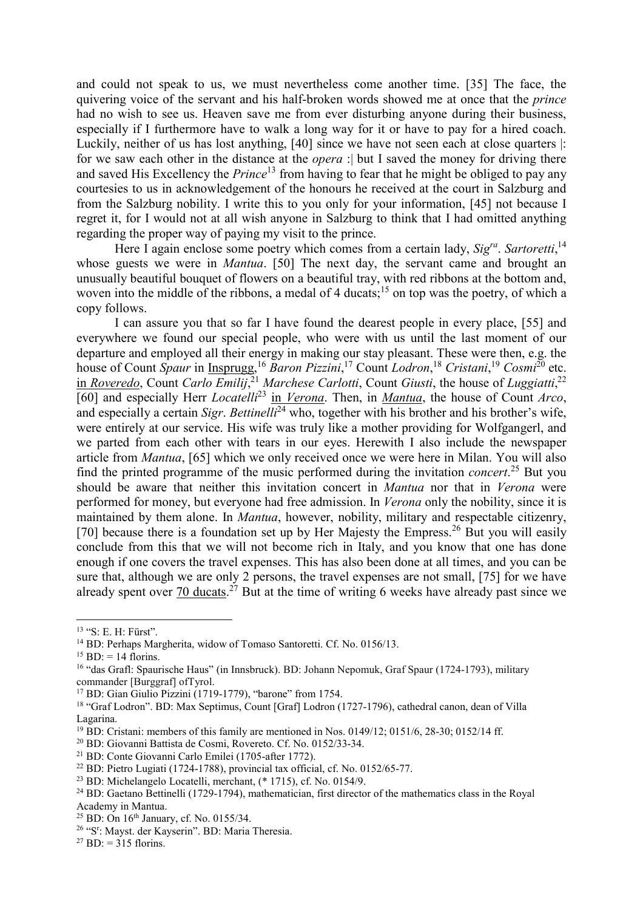and could not speak to us, we must nevertheless come another time. [35] The face, the quivering voice of the servant and his half-broken words showed me at once that the *prince* had no wish to see us. Heaven save me from ever disturbing anyone during their business, especially if I furthermore have to walk a long way for it or have to pay for a hired coach. Luckily, neither of us has lost anything, [40] since we have not seen each at close quarters |: for we saw each other in the distance at the *opera* :| but I saved the money for driving there and saved His Excellency the *Prince*[13] from having to fear that he might be obliged to pay any courtesies to us in acknowledgement of the honours he received at the court in Salzburg and from the Salzburg nobility. I write this to you only for your information, [45] not because I regret it, for I would not at all wish anyone in Salzburg to think that I had omitted anything regarding the proper way of paying my visit to the prince.

Here I again enclose some poetry which comes from a certain lady, *Sig^ra^. Sartoretti*,[14] whose guests we were in *Mantua*. [50] The next day, the servant came and brought an unusually beautiful bouquet of flowers on a beautiful tray, with red ribbons at the bottom and, woven into the middle of the ribbons, a medal of 4 ducats;[15] on top was the poetry, of which a copy follows.

I can assure you that so far I have found the dearest people in every place, [55] and everywhere we found our special people, who were with us until the last moment of our departure and employed all their energy in making our stay pleasant. These were then, e.g. the house of Count *Spaur* in Insprugg,[16] *Baron Pizzini*,[17] Count *Lodron*,[18] *Cristani*,[19] *Cosmi*[20] etc. in *Roveredo*, Count *Carlo Emilij*,[21] *Marchese Carlotti*, Count *Giusti*, the house of *Luggiatti*,[22] [60] and especially Herr *Locatelli*[23] in *Verona*. Then, in *Mantua*, the house of Count *Arco*, and especially a certain *Sigr*. *Bettinelli*[24] who, together with his brother and his brother's wife, were entirely at our service. His wife was truly like a mother providing for Wolfgangerl, and we parted from each other with tears in our eyes. Herewith I also include the newspaper article from *Mantua*, [65] which we only received once we were here in Milan. You will also find the printed programme of the music performed during the invitation *concert*.[25] But you should be aware that neither this invitation concert in *Mantua* nor that in *Verona* were performed for money, but everyone had free admission. In *Verona* only the nobility, since it is maintained by them alone. In *Mantua*, however, nobility, military and respectable citizenry, [70] because there is a foundation set up by Her Majesty the Empress.[26] But you will easily conclude from this that we will not become rich in Italy, and you know that one has done enough if one covers the travel expenses. This has also been done at all times, and you can be sure that, although we are only 2 persons, the travel expenses are not small, [75] for we have already spent over 70 ducats.[27] But at the time of writing 6 weeks have already past since we

---

[13] "S: E. H: Fürst".

[14] BD: Perhaps Margherita, widow of Tomaso Santoretti. Cf. No. 0156/13.

[15] BD: = 14 florins.

[16] "das Grafl: Spaurische Haus" (in Innsbruck). BD: Johann Nepomuk, Graf Spaur (1724-1793), military commander [Burggraf] ofTyrol.

[17] BD: Gian Giulio Pizzini (1719-1779), "barone" from 1754.

[18] "Graf Lodron". BD: Max Septimus, Count [Graf] Lodron (1727-1796), cathedral canon, dean of Villa Lagarina.

[19] BD: Cristani: members of this family are mentioned in Nos. 0149/12; 0151/6, 28-30; 0152/14 ff.

[20] BD: Giovanni Battista de Cosmi, Rovereto. Cf. No. 0152/33-34.

[21] BD: Conte Giovanni Carlo Emilei (1705-after 1772).

[22] BD: Pietro Lugiati (1724-1788), provincial tax official, cf. No. 0152/65-77.

[23] BD: Michelangelo Locatelli, merchant, (* 1715), cf. No. 0154/9.

[24] BD: Gaetano Bettinelli (1729-1794), mathematician, first director of the mathematics class in the Royal Academy in Mantua.

[25] BD: On 16th January, cf. No. 0155/34.

[26] "S^r^: Mayst. der Kayserin". BD: Maria Theresia.

[27] BD: = 315 florins.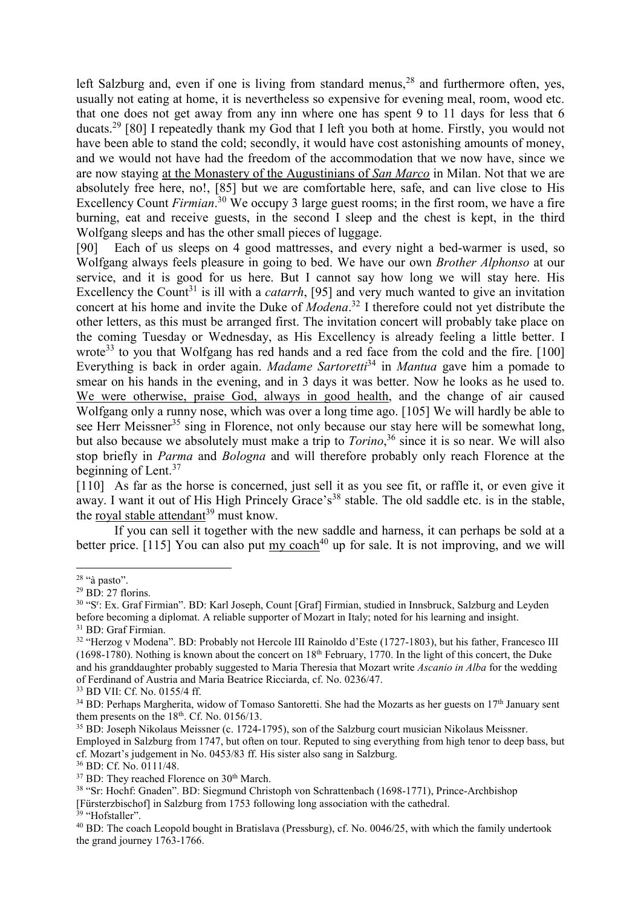left Salzburg and, even if one is living from standard menus,[28] and furthermore often, yes, usually not eating at home, it is nevertheless so expensive for evening meal, room, wood etc. that one does not get away from any inn where one has spent 9 to 11 days for less that 6 ducats.[29] [80] I repeatedly thank my God that I left you both at home. Firstly, you would not have been able to stand the cold; secondly, it would have cost astonishing amounts of money, and we would not have had the freedom of the accommodation that we now have, since we are now staying at the Monastery of the Augustinians of *San Marco* in Milan. Not that we are absolutely free here, no!, [85] but we are comfortable here, safe, and can live close to His Excellency Count *Firmian*.[30] We occupy 3 large guest rooms; in the first room, we have a fire burning, eat and receive guests, in the second I sleep and the chest is kept, in the third Wolfgang sleeps and has the other small pieces of luggage.

[90] Each of us sleeps on 4 good mattresses, and every night a bed-warmer is used, so Wolfgang always feels pleasure in going to bed. We have our own *Brother Alphonso* at our service, and it is good for us here. But I cannot say how long we will stay here. His Excellency the Count[31] is ill with a *catarrh*, [95] and very much wanted to give an invitation concert at his home and invite the Duke of *Modena*.[32] I therefore could not yet distribute the other letters, as this must be arranged first. The invitation concert will probably take place on the coming Tuesday or Wednesday, as His Excellency is already feeling a little better. I wrote[33] to you that Wolfgang has red hands and a red face from the cold and the fire. [100] Everything is back in order again. *Madame Sartoretti*[34] in *Mantua* gave him a pomade to smear on his hands in the evening, and in 3 days it was better. Now he looks as he used to. We were otherwise, praise God, always in good health, and the change of air caused Wolfgang only a runny nose, which was over a long time ago. [105] We will hardly be able to see Herr Meissner[35] sing in Florence, not only because our stay here will be somewhat long, but also because we absolutely must make a trip to *Torino*,[36] since it is so near. We will also stop briefly in *Parma* and *Bologna* and will therefore probably only reach Florence at the beginning of Lent.[37]

[110] As far as the horse is concerned, just sell it as you see fit, or raffle it, or even give it away. I want it out of His High Princely Grace's[38] stable. The old saddle etc. is in the stable, the royal stable attendant[39] must know.

If you can sell it together with the new saddle and harness, it can perhaps be sold at a better price. [115] You can also put my coach[40] up for sale. It is not improving, and we will

---

[28] "à pasto".

[29] BD: 27 florins.

[30] "S$^{r}$: Ex. Graf Firmian". BD: Karl Joseph, Count [Graf] Firmian, studied in Innsbruck, Salzburg and Leyden before becoming a diplomat. A reliable supporter of Mozart in Italy; noted for his learning and insight.

[31] BD: Graf Firmian.

[32] "Herzog v Modena". BD: Probably not Hercole III Rainoldo d'Este (1727-1803), but his father, Francesco III (1698-1780). Nothing is known about the concert on 18$^{th}$ February, 1770. In the light of this concert, the Duke and his granddaughter probably suggested to Maria Theresia that Mozart write *Ascanio in Alba* for the wedding of Ferdinand of Austria and Maria Beatrice Ricciarda, cf. No. 0236/47.

[33] BD VII: Cf. No. 0155/4 ff.

[34] BD: Perhaps Margherita, widow of Tomaso Santoretti. She had the Mozarts as her guests on 17$^{th}$ January sent them presents on the 18$^{th}$. Cf. No. 0156/13.

[35] BD: Joseph Nikolaus Meissner (c. 1724-1795), son of the Salzburg court musician Nikolaus Meissner. Employed in Salzburg from 1747, but often on tour. Reputed to sing everything from high tenor to deep bass, but cf. Mozart's judgement in No. 0453/83 ff. His sister also sang in Salzburg.

[36] BD: Cf. No. 0111/48.

[37] BD: They reached Florence on 30$^{th}$ March.

[38] "Sr: Hochf: Gnaden". BD: Siegmund Christoph von Schrattenbach (1698-1771), Prince-Archbishop [Fürsterzbischof] in Salzburg from 1753 following long association with the cathedral.

[39] "Hofstaller".

[40] BD: The coach Leopold bought in Bratislava (Pressburg), cf. No. 0046/25, with which the family undertook the grand journey 1763-1766.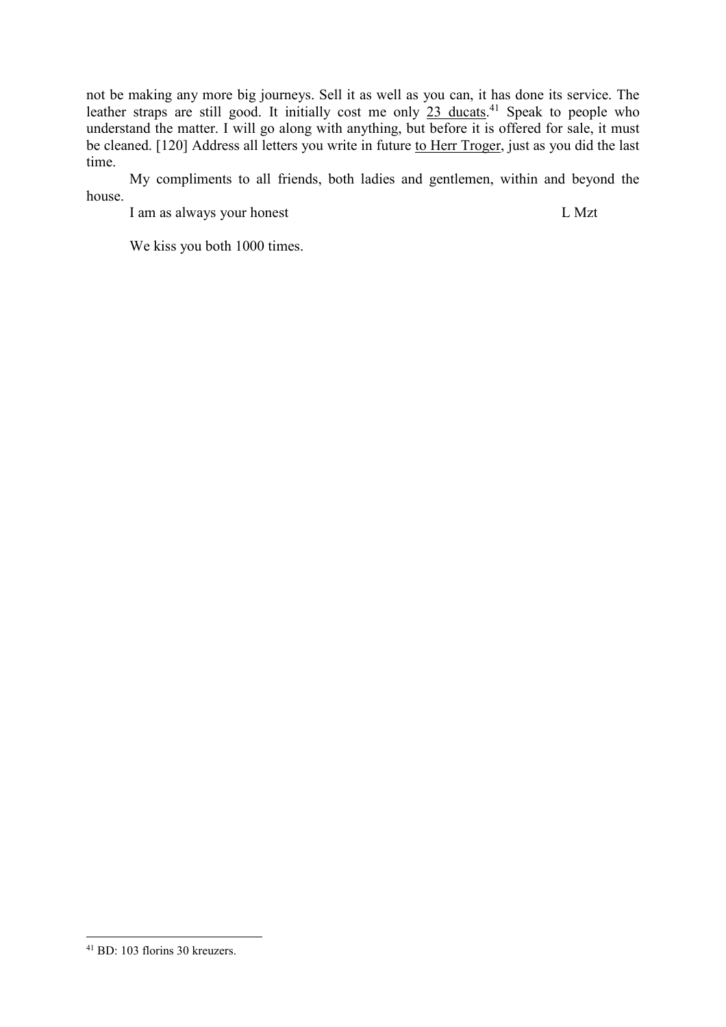not be making any more big journeys. Sell it as well as you can, it has done its service. The leather straps are still good. It initially cost me only <u>23 ducats</u>.[41] Speak to people who understand the matter. I will go along with anything, but before it is offered for sale, it must be cleaned. [120] Address all letters you write in future <u>to Herr Troger</u>, just as you did the last time.

My compliments to all friends, both ladies and gentlemen, within and beyond the house.

I am as always your honest L Mzt

We kiss you both 1000 times.

---

[41] BD: 103 florins 30 kreuzers.